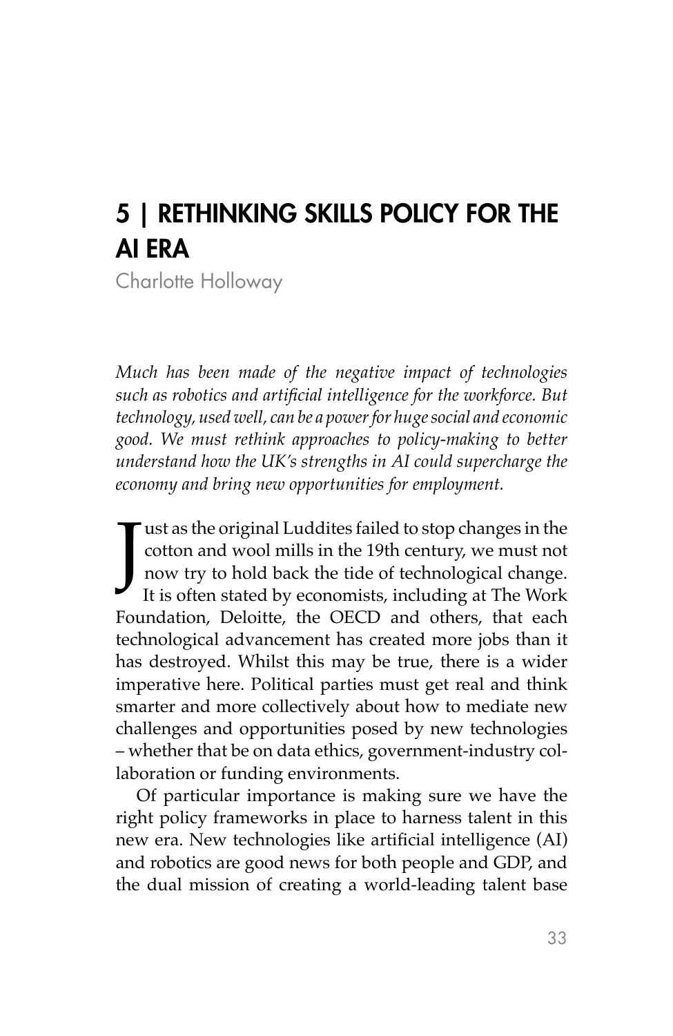# 5 | RETHINKING SKILLS POLICY FOR THE AI ERA

Charlotte Holloway

*Much has been made of the negative impact of technologies such as robotics and artificial intelligence for the workforce. But technology, used well, can be a power for huge social and economic good. We must rethink approaches to policy-making to better understand how the UK's strengths in AI could supercharge the economy and bring new opportunities for employment.*

Just as the original Luddites failed to stop changes in the cotton and wool mills in the 19th century, we must not now try to hold back the tide of technological change. It is often stated by economists, including at The Work Foundation, Deloitte, the OECD and others, that each technological advancement has created more jobs than it has destroyed. Whilst this may be true, there is a wider imperative here. Political parties must get real and think smarter and more collectively about how to mediate new challenges and opportunities posed by new technologies – whether that be on data ethics, government-industry collaboration or funding environments.

Of particular importance is making sure we have the right policy frameworks in place to harness talent in this new era. New technologies like artificial intelligence (AI) and robotics are good news for both people and GDP, and the dual mission of creating a world-leading talent base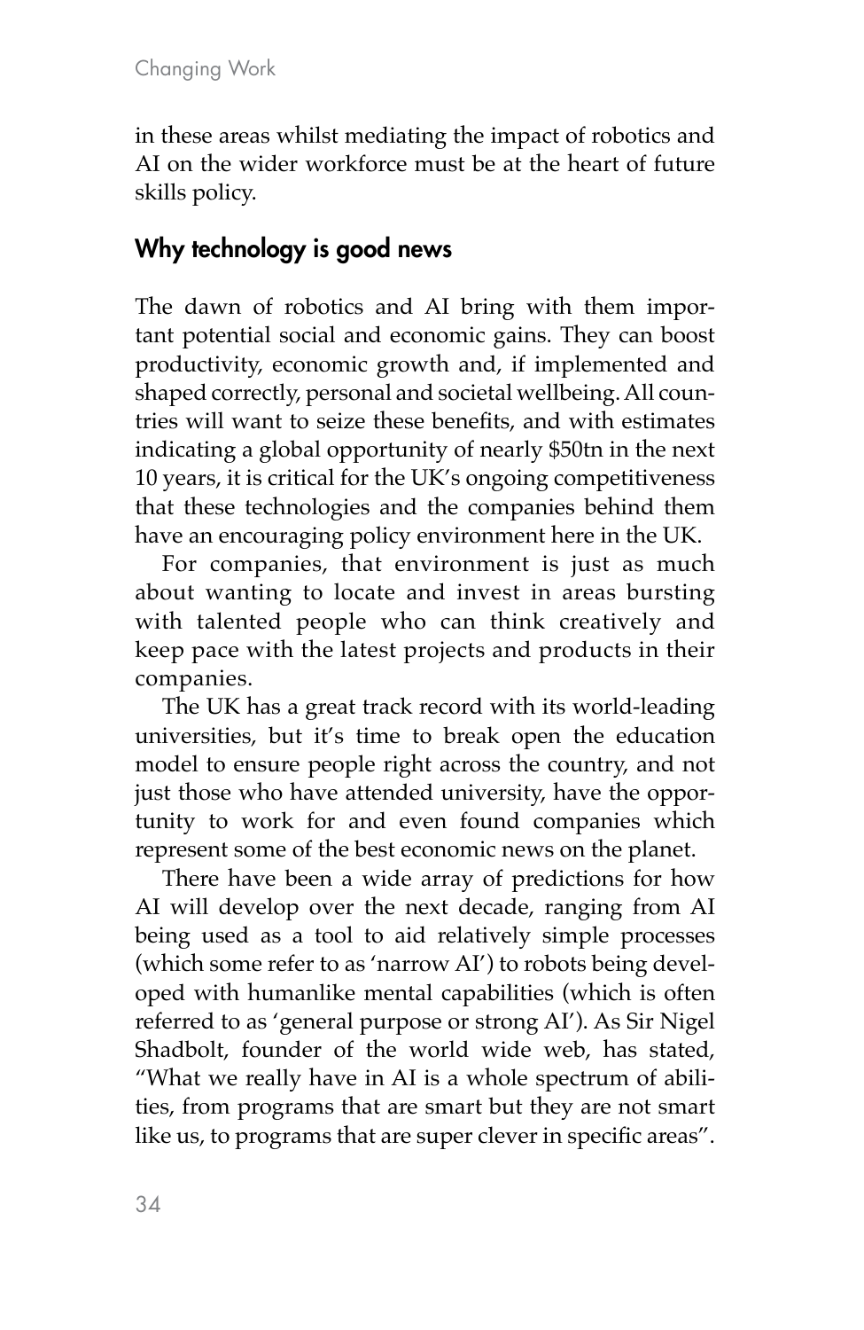in these areas whilst mediating the impact of robotics and AI on the wider workforce must be at the heart of future skills policy.

## Why technology is good news

The dawn of robotics and AI bring with them important potential social and economic gains. They can boost productivity, economic growth and, if implemented and shaped correctly, personal and societal wellbeing. All countries will want to seize these benefits, and with estimates indicating a global opportunity of nearly $50tn in the next 10 years, it is critical for the UK's ongoing competitiveness that these technologies and the companies behind them have an encouraging policy environment here in the UK.

For companies, that environment is just as much about wanting to locate and invest in areas bursting with talented people who can think creatively and keep pace with the latest projects and products in their companies.

The UK has a great track record with its world-leading universities, but it's time to break open the education model to ensure people right across the country, and not just those who have attended university, have the opportunity to work for and even found companies which represent some of the best economic news on the planet.

There have been a wide array of predictions for how AI will develop over the next decade, ranging from AI being used as a tool to aid relatively simple processes (which some refer to as 'narrow AI') to robots being developed with humanlike mental capabilities (which is often referred to as 'general purpose or strong AI'). As Sir Nigel Shadbolt, founder of the world wide web, has stated, "What we really have in AI is a whole spectrum of abilities, from programs that are smart but they are not smart like us, to programs that are super clever in specific areas".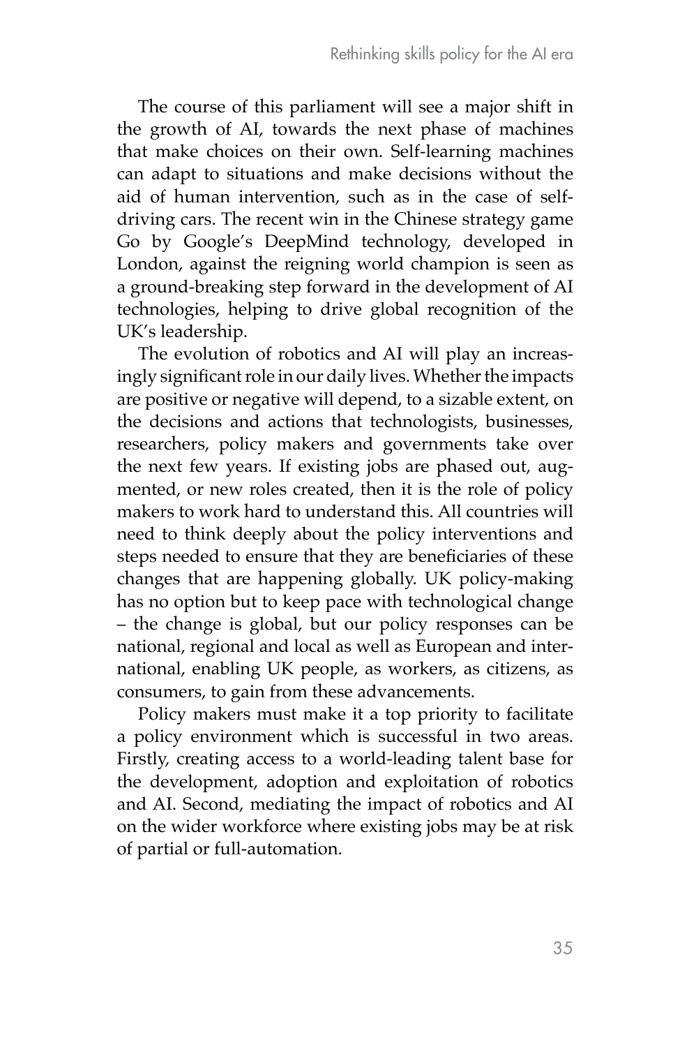The course of this parliament will see a major shift in the growth of AI, towards the next phase of machines that make choices on their own. Self-learning machines can adapt to situations and make decisions without the aid of human intervention, such as in the case of self-driving cars. The recent win in the Chinese strategy game Go by Google's DeepMind technology, developed in London, against the reigning world champion is seen as a ground-breaking step forward in the development of AI technologies, helping to drive global recognition of the UK's leadership.

The evolution of robotics and AI will play an increasingly significant role in our daily lives. Whether the impacts are positive or negative will depend, to a sizable extent, on the decisions and actions that technologists, businesses, researchers, policy makers and governments take over the next few years. If existing jobs are phased out, augmented, or new roles created, then it is the role of policy makers to work hard to understand this. All countries will need to think deeply about the policy interventions and steps needed to ensure that they are beneficiaries of these changes that are happening globally. UK policy-making has no option but to keep pace with technological change – the change is global, but our policy responses can be national, regional and local as well as European and international, enabling UK people, as workers, as citizens, as consumers, to gain from these advancements.

Policy makers must make it a top priority to facilitate a policy environment which is successful in two areas. Firstly, creating access to a world-leading talent base for the development, adoption and exploitation of robotics and AI. Second, mediating the impact of robotics and AI on the wider workforce where existing jobs may be at risk of partial or full-automation.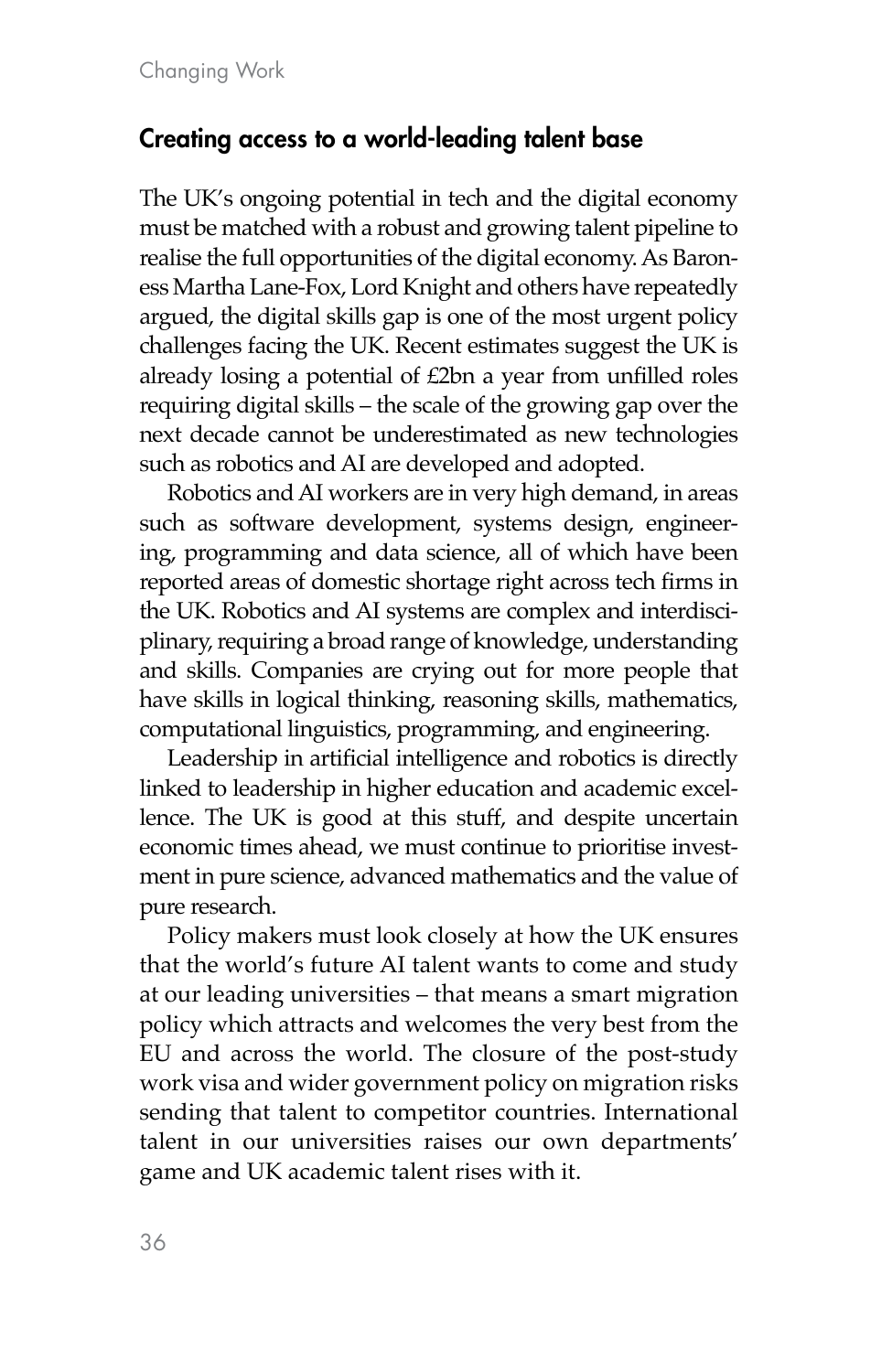## Creating access to a world-leading talent base

The UK's ongoing potential in tech and the digital economy must be matched with a robust and growing talent pipeline to realise the full opportunities of the digital economy. As Baroness Martha Lane-Fox, Lord Knight and others have repeatedly argued, the digital skills gap is one of the most urgent policy challenges facing the UK. Recent estimates suggest the UK is already losing a potential of £2bn a year from unfilled roles requiring digital skills – the scale of the growing gap over the next decade cannot be underestimated as new technologies such as robotics and AI are developed and adopted.

Robotics and AI workers are in very high demand, in areas such as software development, systems design, engineering, programming and data science, all of which have been reported areas of domestic shortage right across tech firms in the UK. Robotics and AI systems are complex and interdisciplinary, requiring a broad range of knowledge, understanding and skills. Companies are crying out for more people that have skills in logical thinking, reasoning skills, mathematics, computational linguistics, programming, and engineering.

Leadership in artificial intelligence and robotics is directly linked to leadership in higher education and academic excellence. The UK is good at this stuff, and despite uncertain economic times ahead, we must continue to prioritise investment in pure science, advanced mathematics and the value of pure research.

Policy makers must look closely at how the UK ensures that the world's future AI talent wants to come and study at our leading universities – that means a smart migration policy which attracts and welcomes the very best from the EU and across the world. The closure of the post-study work visa and wider government policy on migration risks sending that talent to competitor countries. International talent in our universities raises our own departments' game and UK academic talent rises with it.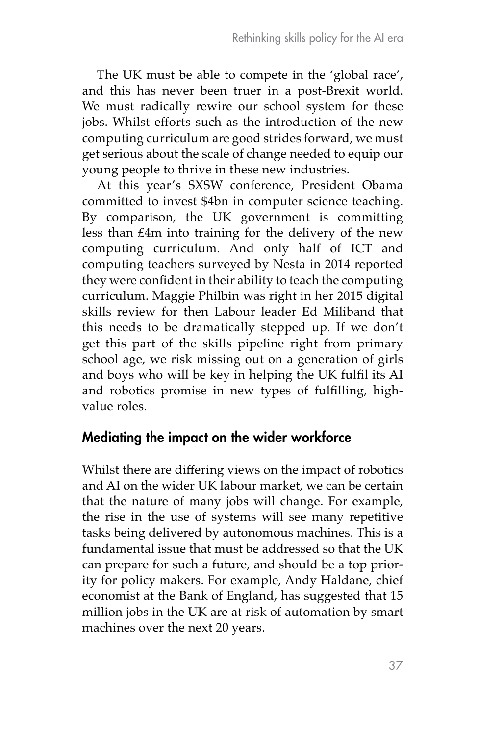The UK must be able to compete in the 'global race', and this has never been truer in a post-Brexit world. We must radically rewire our school system for these jobs. Whilst efforts such as the introduction of the new computing curriculum are good strides forward, we must get serious about the scale of change needed to equip our young people to thrive in these new industries.

At this year's SXSW conference, President Obama committed to invest $4bn in computer science teaching. By comparison, the UK government is committing less than £4m into training for the delivery of the new computing curriculum. And only half of ICT and computing teachers surveyed by Nesta in 2014 reported they were confident in their ability to teach the computing curriculum. Maggie Philbin was right in her 2015 digital skills review for then Labour leader Ed Miliband that this needs to be dramatically stepped up. If we don't get this part of the skills pipeline right from primary school age, we risk missing out on a generation of girls and boys who will be key in helping the UK fulfil its AI and robotics promise in new types of fulfilling, high-value roles.

## Mediating the impact on the wider workforce

Whilst there are differing views on the impact of robotics and AI on the wider UK labour market, we can be certain that the nature of many jobs will change. For example, the rise in the use of systems will see many repetitive tasks being delivered by autonomous machines. This is a fundamental issue that must be addressed so that the UK can prepare for such a future, and should be a top priority for policy makers. For example, Andy Haldane, chief economist at the Bank of England, has suggested that 15 million jobs in the UK are at risk of automation by smart machines over the next 20 years.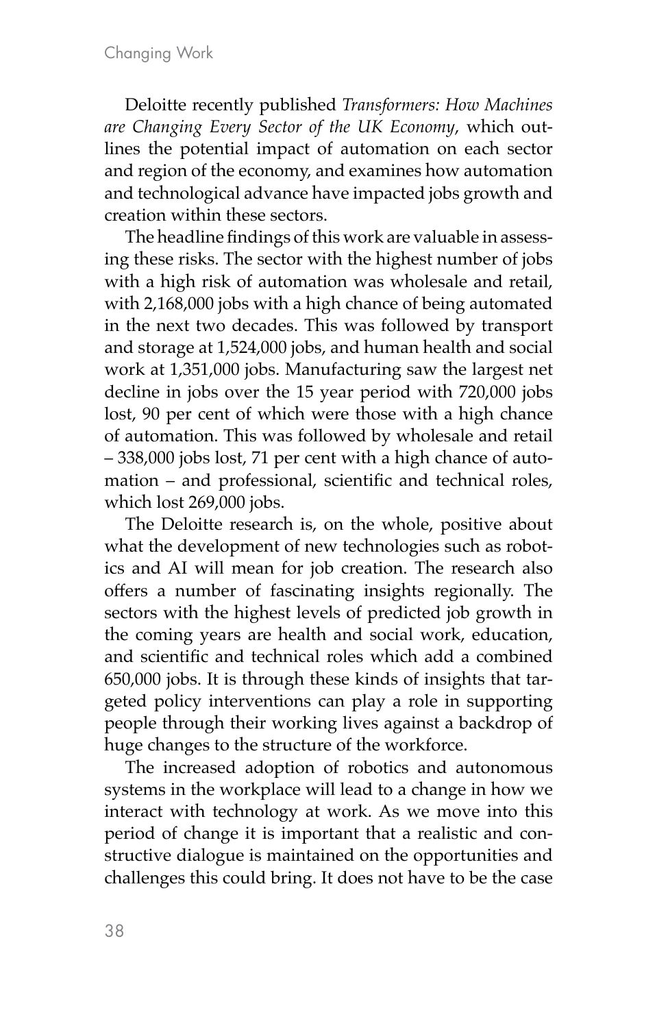Deloitte recently published *Transformers: How Machines are Changing Every Sector of the UK Economy*, which outlines the potential impact of automation on each sector and region of the economy, and examines how automation and technological advance have impacted jobs growth and creation within these sectors.

The headline findings of this work are valuable in assessing these risks. The sector with the highest number of jobs with a high risk of automation was wholesale and retail, with 2,168,000 jobs with a high chance of being automated in the next two decades. This was followed by transport and storage at 1,524,000 jobs, and human health and social work at 1,351,000 jobs. Manufacturing saw the largest net decline in jobs over the 15 year period with 720,000 jobs lost, 90 per cent of which were those with a high chance of automation. This was followed by wholesale and retail – 338,000 jobs lost, 71 per cent with a high chance of automation – and professional, scientific and technical roles, which lost 269,000 jobs.

The Deloitte research is, on the whole, positive about what the development of new technologies such as robotics and AI will mean for job creation. The research also offers a number of fascinating insights regionally. The sectors with the highest levels of predicted job growth in the coming years are health and social work, education, and scientific and technical roles which add a combined 650,000 jobs. It is through these kinds of insights that targeted policy interventions can play a role in supporting people through their working lives against a backdrop of huge changes to the structure of the workforce.

The increased adoption of robotics and autonomous systems in the workplace will lead to a change in how we interact with technology at work. As we move into this period of change it is important that a realistic and constructive dialogue is maintained on the opportunities and challenges this could bring. It does not have to be the case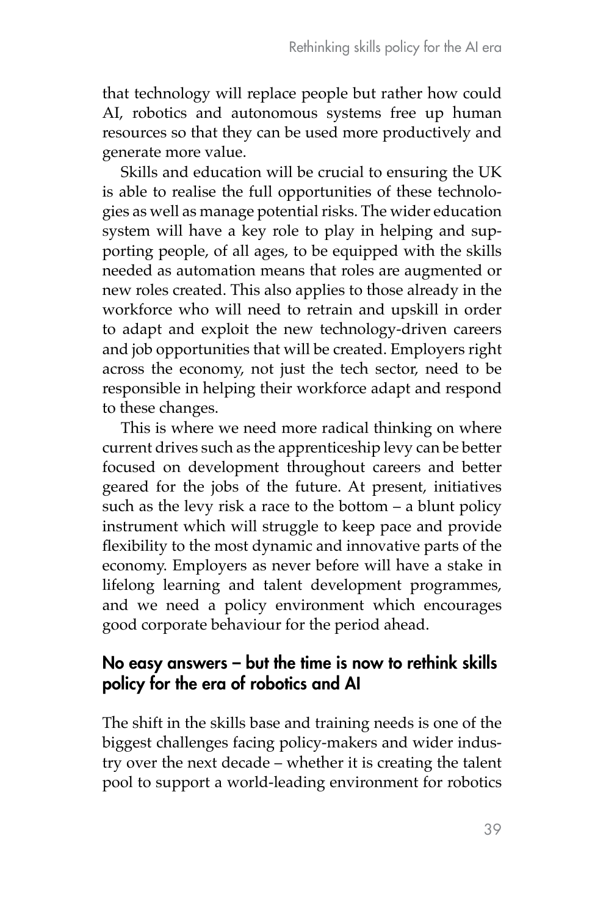that technology will replace people but rather how could AI, robotics and autonomous systems free up human resources so that they can be used more productively and generate more value.

Skills and education will be crucial to ensuring the UK is able to realise the full opportunities of these technologies as well as manage potential risks. The wider education system will have a key role to play in helping and supporting people, of all ages, to be equipped with the skills needed as automation means that roles are augmented or new roles created. This also applies to those already in the workforce who will need to retrain and upskill in order to adapt and exploit the new technology-driven careers and job opportunities that will be created. Employers right across the economy, not just the tech sector, need to be responsible in helping their workforce adapt and respond to these changes.

This is where we need more radical thinking on where current drives such as the apprenticeship levy can be better focused on development throughout careers and better geared for the jobs of the future. At present, initiatives such as the levy risk a race to the bottom – a blunt policy instrument which will struggle to keep pace and provide flexibility to the most dynamic and innovative parts of the economy. Employers as never before will have a stake in lifelong learning and talent development programmes, and we need a policy environment which encourages good corporate behaviour for the period ahead.

## No easy answers – but the time is now to rethink skills policy for the era of robotics and AI

The shift in the skills base and training needs is one of the biggest challenges facing policy-makers and wider industry over the next decade – whether it is creating the talent pool to support a world-leading environment for robotics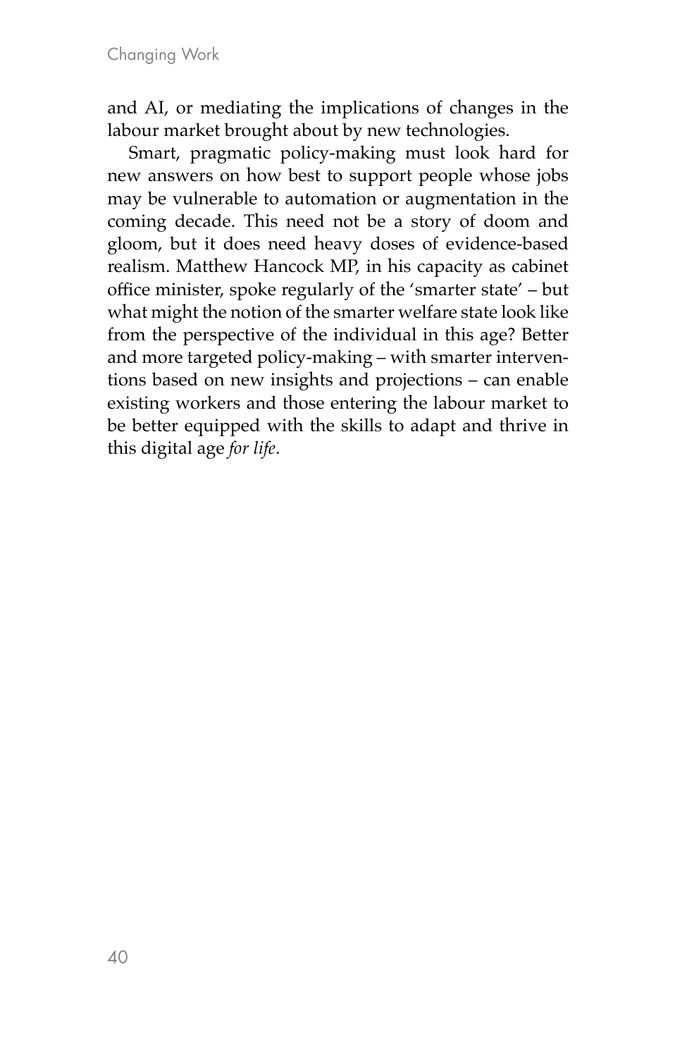and AI, or mediating the implications of changes in the labour market brought about by new technologies.

Smart, pragmatic policy-making must look hard for new answers on how best to support people whose jobs may be vulnerable to automation or augmentation in the coming decade. This need not be a story of doom and gloom, but it does need heavy doses of evidence-based realism. Matthew Hancock MP, in his capacity as cabinet office minister, spoke regularly of the 'smarter state' – but what might the notion of the smarter welfare state look like from the perspective of the individual in this age? Better and more targeted policy-making – with smarter interventions based on new insights and projections – can enable existing workers and those entering the labour market to be better equipped with the skills to adapt and thrive in this digital age *for life*.